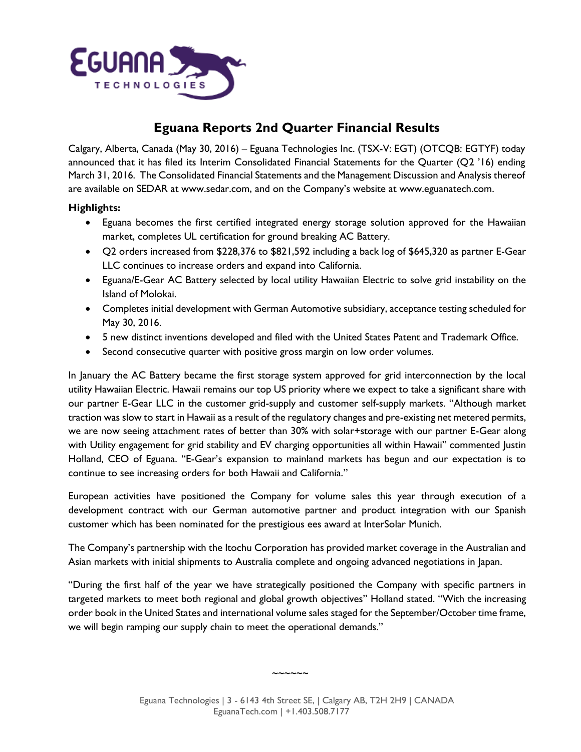# Eguana Reports 2nd Quarter Financial Results

Calgary, Alberta, Canada (May 30, 2016) – Eguana Technologies Inc. (TSX-V: EGT) (OTCQB: EGTYF) today announced that it has filed its Interim Consolidated Financial Statements for the Quarter (Q2 '16) ending March 31, 2016. The Consolidated Financial Statements and the Management Discussion and Analysis thereof are available on SEDAR at www.sedar.com, and on the Company's website at www.eguanatech.com.

**Highlights:**

- Eguana becomes the first certified integrated energy storage solution approved for the Hawaiian market, completes UL certification for ground breaking AC Battery.
- Q2 orders increased from $228,376 to $821,592 including a back log of $645,320 as partner E-Gear LLC continues to increase orders and expand into California.
- Eguana/E-Gear AC Battery selected by local utility Hawaiian Electric to solve grid instability on the Island of Molokai.
- Completes initial development with German Automotive subsidiary, acceptance testing scheduled for May 30, 2016.
- 5 new distinct inventions developed and filed with the United States Patent and Trademark Office.
- Second consecutive quarter with positive gross margin on low order volumes.

In January the AC Battery became the first storage system approved for grid interconnection by the local utility Hawaiian Electric. Hawaii remains our top US priority where we expect to take a significant share with our partner E-Gear LLC in the customer grid-supply and customer self-supply markets. "Although market traction was slow to start in Hawaii as a result of the regulatory changes and pre-existing net metered permits, we are now seeing attachment rates of better than 30% with solar+storage with our partner E-Gear along with Utility engagement for grid stability and EV charging opportunities all within Hawaii" commented Justin Holland, CEO of Eguana. "E-Gear's expansion to mainland markets has begun and our expectation is to continue to see increasing orders for both Hawaii and California."

European activities have positioned the Company for volume sales this year through execution of a development contract with our German automotive partner and product integration with our Spanish customer which has been nominated for the prestigious ees award at InterSolar Munich.

The Company's partnership with the Itochu Corporation has provided market coverage in the Australian and Asian markets with initial shipments to Australia complete and ongoing advanced negotiations in Japan.

"During the first half of the year we have strategically positioned the Company with specific partners in targeted markets to meet both regional and global growth objectives" Holland stated. "With the increasing order book in the United States and international volume sales staged for the September/October time frame, we will begin ramping our supply chain to meet the operational demands."

~~~~~~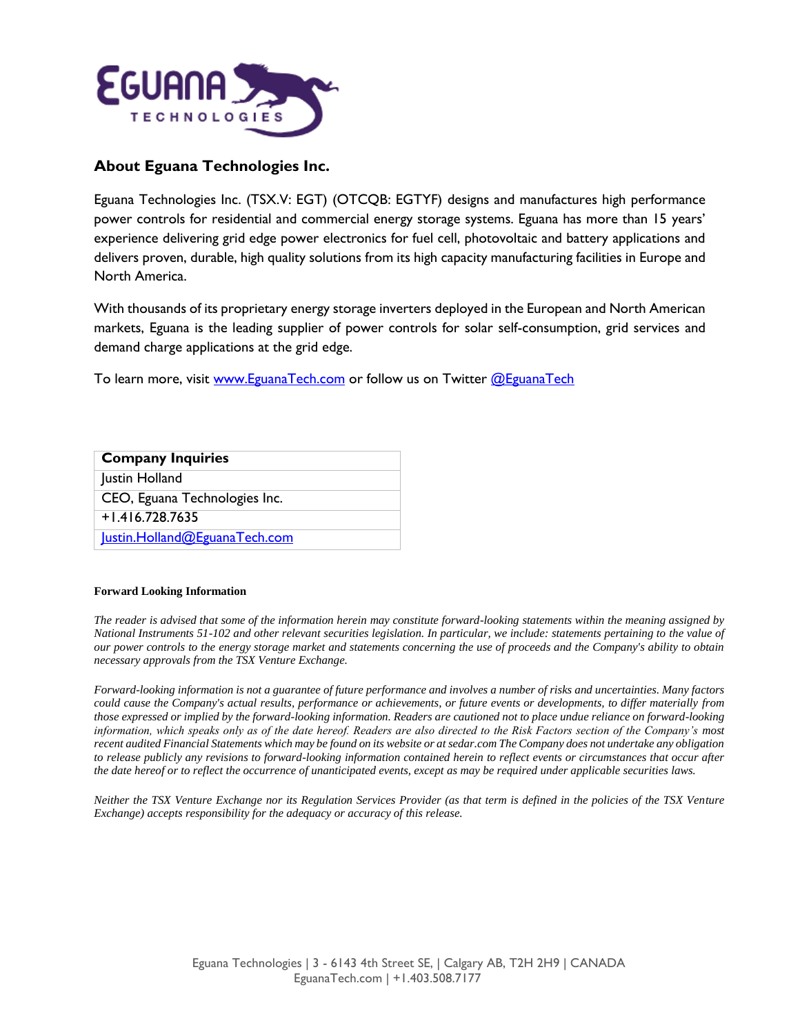## About Eguana Technologies Inc.

Eguana Technologies Inc. (TSX.V: EGT) (OTCQB: EGTYF) designs and manufactures high performance power controls for residential and commercial energy storage systems. Eguana has more than 15 years' experience delivering grid edge power electronics for fuel cell, photovoltaic and battery applications and delivers proven, durable, high quality solutions from its high capacity manufacturing facilities in Europe and North America.

With thousands of its proprietary energy storage inverters deployed in the European and North American markets, Eguana is the leading supplier of power controls for solar self-consumption, grid services and demand charge applications at the grid edge.

To learn more, visit www.EguanaTech.com or follow us on Twitter @EguanaTech

| **Company Inquiries** |
| --- |
| Justin Holland |
| CEO, Eguana Technologies Inc. |
| +1.416.728.7635 |
| Justin.Holland@EguanaTech.com |

**Forward Looking Information**

*The reader is advised that some of the information herein may constitute forward-looking statements within the meaning assigned by National Instruments 51-102 and other relevant securities legislation. In particular, we include: statements pertaining to the value of our power controls to the energy storage market and statements concerning the use of proceeds and the Company's ability to obtain necessary approvals from the TSX Venture Exchange.*

*Forward-looking information is not a guarantee of future performance and involves a number of risks and uncertainties. Many factors could cause the Company's actual results, performance or achievements, or future events or developments, to differ materially from those expressed or implied by the forward-looking information. Readers are cautioned not to place undue reliance on forward-looking information, which speaks only as of the date hereof. Readers are also directed to the Risk Factors section of the Company's most recent audited Financial Statements which may be found on its website or at sedar.com The Company does not undertake any obligation to release publicly any revisions to forward-looking information contained herein to reflect events or circumstances that occur after the date hereof or to reflect the occurrence of unanticipated events, except as may be required under applicable securities laws.*

*Neither the TSX Venture Exchange nor its Regulation Services Provider (as that term is defined in the policies of the TSX Venture Exchange) accepts responsibility for the adequacy or accuracy of this release.*